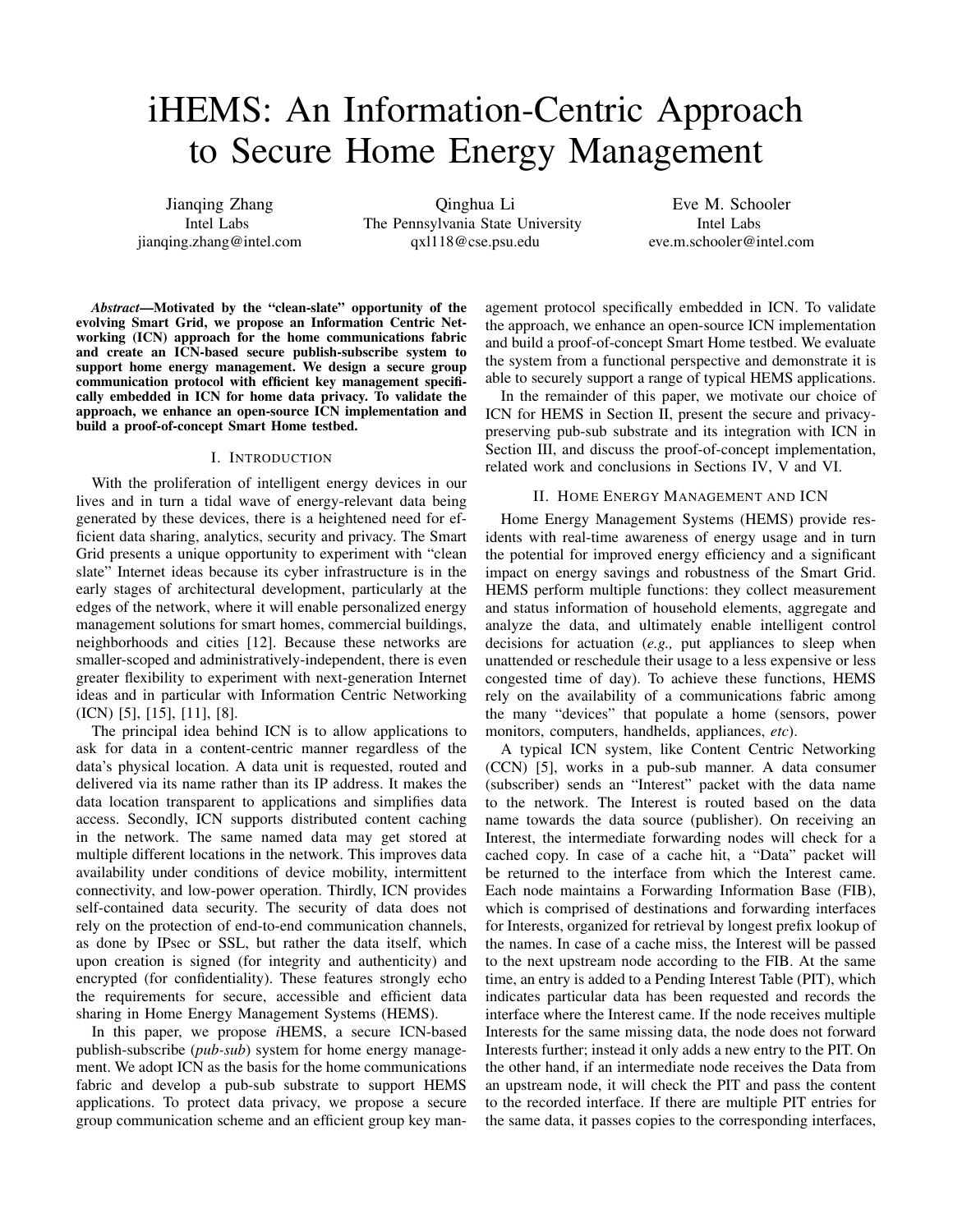# iHEMS: An Information-Centric Approach to Secure Home Energy Management

Jianqing Zhang
Intel Labs
jianqing.zhang@intel.com

Qinghua Li
The Pennsylvania State University
qxl118@cse.psu.edu

Eve M. Schooler
Intel Labs
eve.m.schooler@intel.com

***Abstract*—Motivated by the "clean-slate" opportunity of the evolving Smart Grid, we propose an Information Centric Networking (ICN) approach for the home communications fabric and create an ICN-based secure publish-subscribe system to support home energy management. We design a secure group communication protocol with efficient key management specifically embedded in ICN for home data privacy. To validate the approach, we enhance an open-source ICN implementation and build a proof-of-concept Smart Home testbed.**

## I. Introduction

With the proliferation of intelligent energy devices in our lives and in turn a tidal wave of energy-relevant data being generated by these devices, there is a heightened need for efficient data sharing, analytics, security and privacy. The Smart Grid presents a unique opportunity to experiment with "clean slate" Internet ideas because its cyber infrastructure is in the early stages of architectural development, particularly at the edges of the network, where it will enable personalized energy management solutions for smart homes, commercial buildings, neighborhoods and cities [12]. Because these networks are smaller-scoped and administratively-independent, there is even greater flexibility to experiment with next-generation Internet ideas and in particular with Information Centric Networking (ICN) [5], [15], [11], [8].

The principal idea behind ICN is to allow applications to ask for data in a content-centric manner regardless of the data's physical location. A data unit is requested, routed and delivered via its name rather than its IP address. It makes the data location transparent to applications and simplifies data access. Secondly, ICN supports distributed content caching in the network. The same named data may get stored at multiple different locations in the network. This improves data availability under conditions of device mobility, intermittent connectivity, and low-power operation. Thirdly, ICN provides self-contained data security. The security of data does not rely on the protection of end-to-end communication channels, as done by IPsec or SSL, but rather the data itself, which upon creation is signed (for integrity and authenticity) and encrypted (for confidentiality). These features strongly echo the requirements for secure, accessible and efficient data sharing in Home Energy Management Systems (HEMS).

In this paper, we propose *i*HEMS, a secure ICN-based publish-subscribe (*pub-sub*) system for home energy management. We adopt ICN as the basis for the home communications fabric and develop a pub-sub substrate to support HEMS applications. To protect data privacy, we propose a secure group communication scheme and an efficient group key management protocol specifically embedded in ICN. To validate the approach, we enhance an open-source ICN implementation and build a proof-of-concept Smart Home testbed. We evaluate the system from a functional perspective and demonstrate it is able to securely support a range of typical HEMS applications.

In the remainder of this paper, we motivate our choice of ICN for HEMS in Section II, present the secure and privacy-preserving pub-sub substrate and its integration with ICN in Section III, and discuss the proof-of-concept implementation, related work and conclusions in Sections IV, V and VI.

## II. Home Energy Management and ICN

Home Energy Management Systems (HEMS) provide residents with real-time awareness of energy usage and in turn the potential for improved energy efficiency and a significant impact on energy savings and robustness of the Smart Grid. HEMS perform multiple functions: they collect measurement and status information of household elements, aggregate and analyze the data, and ultimately enable intelligent control decisions for actuation (*e.g.,* put appliances to sleep when unattended or reschedule their usage to a less expensive or less congested time of day). To achieve these functions, HEMS rely on the availability of a communications fabric among the many "devices" that populate a home (sensors, power monitors, computers, handhelds, appliances, *etc*).

A typical ICN system, like Content Centric Networking (CCN) [5], works in a pub-sub manner. A data consumer (subscriber) sends an "Interest" packet with the data name to the network. The Interest is routed based on the data name towards the data source (publisher). On receiving an Interest, the intermediate forwarding nodes will check for a cached copy. In case of a cache hit, a "Data" packet will be returned to the interface from which the Interest came. Each node maintains a Forwarding Information Base (FIB), which is comprised of destinations and forwarding interfaces for Interests, organized for retrieval by longest prefix lookup of the names. In case of a cache miss, the Interest will be passed to the next upstream node according to the FIB. At the same time, an entry is added to a Pending Interest Table (PIT), which indicates particular data has been requested and records the interface where the Interest came. If the node receives multiple Interests for the same missing data, the node does not forward Interests further; instead it only adds a new entry to the PIT. On the other hand, if an intermediate node receives the Data from an upstream node, it will check the PIT and pass the content to the recorded interface. If there are multiple PIT entries for the same data, it passes copies to the corresponding interfaces,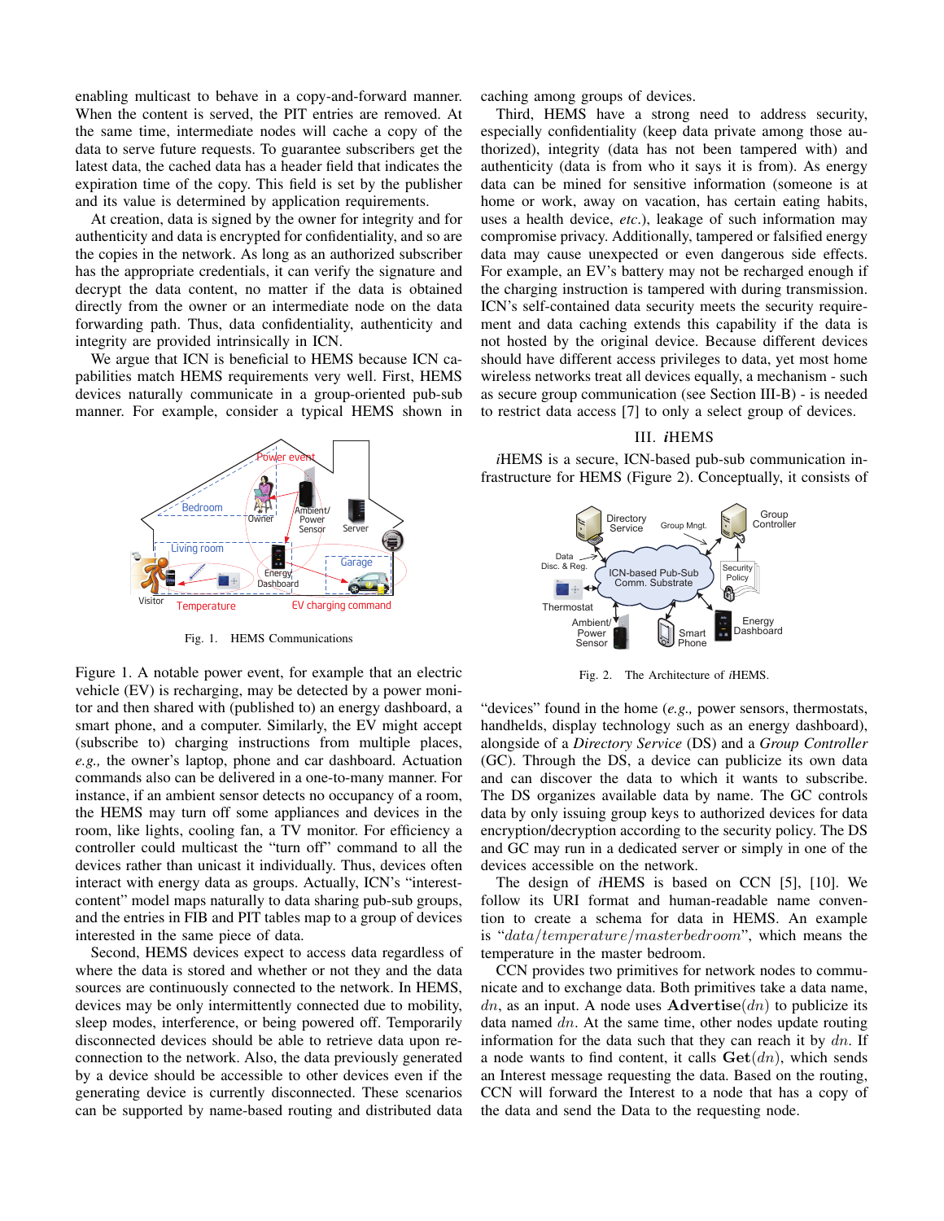enabling multicast to behave in a copy-and-forward manner. When the content is served, the PIT entries are removed. At the same time, intermediate nodes will cache a copy of the data to serve future requests. To guarantee subscribers get the latest data, the cached data has a header field that indicates the expiration time of the copy. This field is set by the publisher and its value is determined by application requirements.

At creation, data is signed by the owner for integrity and for authenticity and data is encrypted for confidentiality, and so are the copies in the network. As long as an authorized subscriber has the appropriate credentials, it can verify the signature and decrypt the data content, no matter if the data is obtained directly from the owner or an intermediate node on the data forwarding path. Thus, data confidentiality, authenticity and integrity are provided intrinsically in ICN.

We argue that ICN is beneficial to HEMS because ICN capabilities match HEMS requirements very well. First, HEMS devices naturally communicate in a group-oriented pub-sub manner. For example, consider a typical HEMS shown in Figure 1. A notable power event, for example that an electric vehicle (EV) is recharging, may be detected by a power monitor and then shared with (published to) an energy dashboard, a smart phone, and a computer. Similarly, the EV might accept (subscribe to) charging instructions from multiple places, *e.g.,* the owner's laptop, phone and car dashboard. Actuation commands also can be delivered in a one-to-many manner. For instance, if an ambient sensor detects no occupancy of a room, the HEMS may turn off some appliances and devices in the room, like lights, cooling fan, a TV monitor. For efficiency a controller could multicast the "turn off" command to all the devices rather than unicast it individually. Thus, devices often interact with energy data as groups. Actually, ICN's "interest-content" model maps naturally to data sharing pub-sub groups, and the entries in FIB and PIT tables map to a group of devices interested in the same piece of data.

Power event
Bedroom
Owner
Ambient/ Power Sensor
Server
Living room
Garage
Energy Dashboard
Visitor
Temperature
EV charging command

Fig. 1. HEMS Communications

Second, HEMS devices expect to access data regardless of where the data is stored and whether or not they and the data sources are continuously connected to the network. In HEMS, devices may be only intermittently connected due to mobility, sleep modes, interference, or being powered off. Temporarily disconnected devices should be able to retrieve data upon reconnection to the network. Also, the data previously generated by a device should be accessible to other devices even if the generating device is currently disconnected. These scenarios can be supported by name-based routing and distributed data caching among groups of devices.

Third, HEMS have a strong need to address security, especially confidentiality (keep data private among those authorized), integrity (data has not been tampered with) and authenticity (data is from who it says it is from). As energy data can be mined for sensitive information (someone is at home or work, away on vacation, has certain eating habits, uses a health device, *etc.*), leakage of such information may compromise privacy. Additionally, tampered or falsified energy data may cause unexpected or even dangerous side effects. For example, an EV's battery may not be recharged enough if the charging instruction is tampered with during transmission. ICN's self-contained data security meets the security requirement and data caching extends this capability if the data is not hosted by the original device. Because different devices should have different access privileges to data, yet most home wireless networks treat all devices equally, a mechanism - such as secure group communication (see Section III-B) - is needed to restrict data access [7] to only a select group of devices.

## III. *i*HEMS

*i*HEMS is a secure, ICN-based pub-sub communication infrastructure for HEMS (Figure 2). Conceptually, it consists of

Directory Service
Group Mngt.
Group Controller
Data Disc. & Reg.
ICN-based Pub-Sub Comm. Substrate
Security Policy
Thermostat
Ambient/ Power Sensor
Smart Phone
Energy Dashboard

Fig. 2. The Architecture of *i*HEMS.

"devices" found in the home (*e.g.,* power sensors, thermostats, handhelds, display technology such as an energy dashboard), alongside of a *Directory Service* (DS) and a *Group Controller* (GC). Through the DS, a device can publicize its own data and can discover the data to which it wants to subscribe. The DS organizes available data by name. The GC controls data by only issuing group keys to authorized devices for data encryption/decryption according to the security policy. The DS and GC may run in a dedicated server or simply in one of the devices accessible on the network.

The design of *i*HEMS is based on CCN [5], [10]. We follow its URI format and human-readable name convention to create a schema for data in HEMS. An example is "$data/temperature/masterbedroom$", which means the temperature in the master bedroom.

CCN provides two primitives for network nodes to communicate and to exchange data. Both primitives take a data name, $dn$, as an input. A node uses $\textbf{Advertise}(dn)$ to publicize its data named $dn$. At the same time, other nodes update routing information for the data such that they can reach it by $dn$. If a node wants to find content, it calls $\textbf{Get}(dn)$, which sends an Interest message requesting the data. Based on the routing, CCN will forward the Interest to a node that has a copy of the data and send the Data to the requesting node.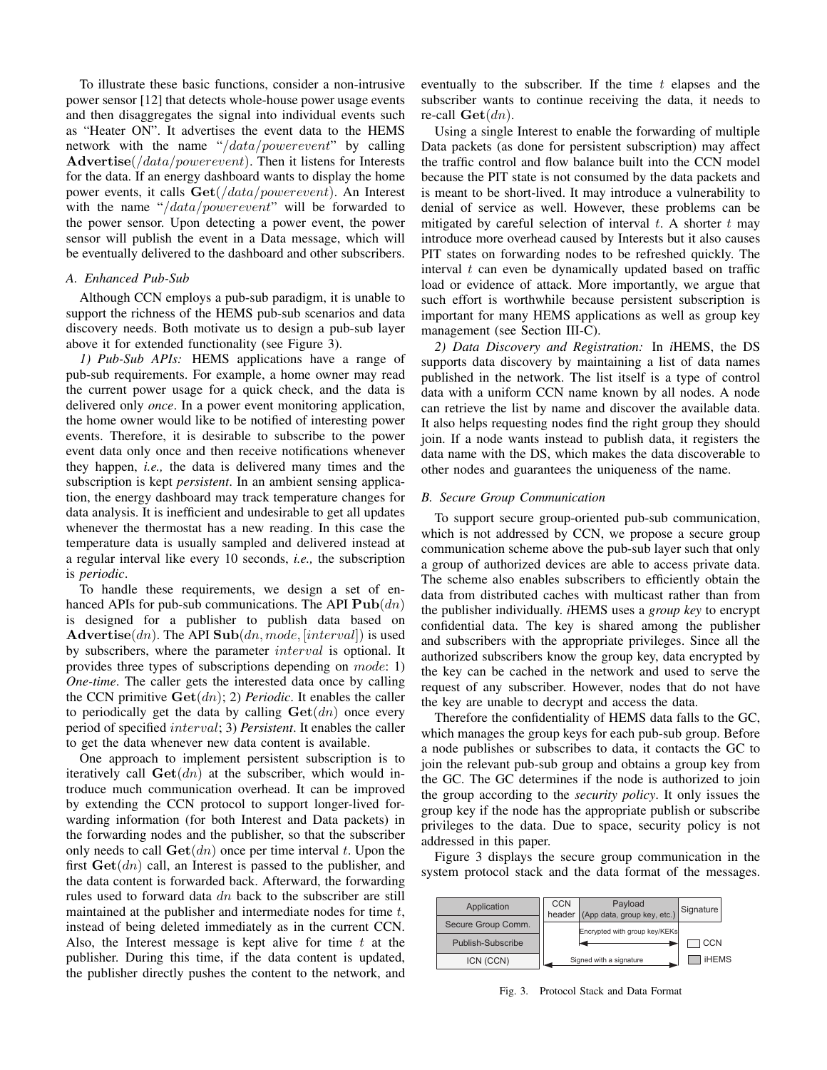To illustrate these basic functions, consider a non-intrusive power sensor [12] that detects whole-house power usage events and then disaggregates the signal into individual events such as "Heater ON". It advertises the event data to the HEMS network with the name "$/data/powerevent$" by calling $\mathbf{Advertise}(/data/powerevent)$. Then it listens for Interests for the data. If an energy dashboard wants to display the home power events, it calls $\mathbf{Get}(/data/powerevent)$. An Interest with the name "$/data/powerevent$" will be forwarded to the power sensor. Upon detecting a power event, the power sensor will publish the event in a Data message, which will be eventually delivered to the dashboard and other subscribers.

### A. Enhanced Pub-Sub

Although CCN employs a pub-sub paradigm, it is unable to support the richness of the HEMS pub-sub scenarios and data discovery needs. Both motivate us to design a pub-sub layer above it for extended functionality (see Figure 3).

*1) Pub-Sub APIs:* HEMS applications have a range of pub-sub requirements. For example, a home owner may read the current power usage for a quick check, and the data is delivered only *once*. In a power event monitoring application, the home owner would like to be notified of interesting power events. Therefore, it is desirable to subscribe to the power event data only once and then receive notifications whenever they happen, *i.e.,* the data is delivered many times and the subscription is kept *persistent*. In an ambient sensing application, the energy dashboard may track temperature changes for data analysis. It is inefficient and undesirable to get all updates whenever the thermostat has a new reading. In this case the temperature data is usually sampled and delivered instead at a regular interval like every 10 seconds, *i.e.,* the subscription is *periodic*.

To handle these requirements, we design a set of enhanced APIs for pub-sub communications. The API $\mathbf{Pub}(dn)$ is designed for a publisher to publish data based on $\mathbf{Advertise}(dn)$. The API $\mathbf{Sub}(dn, mode, [interval])$ is used by subscribers, where the parameter $interval$ is optional. It provides three types of subscriptions depending on $mode$: 1) *One-time*. The caller gets the interested data once by calling the CCN primitive $\mathbf{Get}(dn)$; 2) *Periodic*. It enables the caller to periodically get the data by calling $\mathbf{Get}(dn)$ once every period of specified $interval$; 3) *Persistent*. It enables the caller to get the data whenever new data content is available.

One approach to implement persistent subscription is to iteratively call $\mathbf{Get}(dn)$ at the subscriber, which would introduce much communication overhead. It can be improved by extending the CCN protocol to support longer-lived forwarding information (for both Interest and Data packets) in the forwarding nodes and the publisher, so that the subscriber only needs to call $\mathbf{Get}(dn)$ once per time interval $t$. Upon the first $\mathbf{Get}(dn)$ call, an Interest is passed to the publisher, and the data content is forwarded back. Afterward, the forwarding rules used to forward data $dn$ back to the subscriber are still maintained at the publisher and intermediate nodes for time $t$, instead of being deleted immediately as in the current CCN. Also, the Interest message is kept alive for time $t$ at the publisher. During this time, if the data content is updated, the publisher directly pushes the content to the network, and eventually to the subscriber. If the time $t$ elapses and the subscriber wants to continue receiving the data, it needs to re-call $\mathbf{Get}(dn)$.

Using a single Interest to enable the forwarding of multiple Data packets (as done for persistent subscription) may affect the traffic control and flow balance built into the CCN model because the PIT state is not consumed by the data packets and is meant to be short-lived. It may introduce a vulnerability to denial of service as well. However, these problems can be mitigated by careful selection of interval $t$. A shorter $t$ may introduce more overhead caused by Interests but it also causes PIT states on forwarding nodes to be refreshed quickly. The interval $t$ can even be dynamically updated based on traffic load or evidence of attack. More importantly, we argue that such effort is worthwhile because persistent subscription is important for many HEMS applications as well as group key management (see Section III-C).

*2) Data Discovery and Registration:* In *i*HEMS, the DS supports data discovery by maintaining a list of data names published in the network. The list itself is a type of control data with a uniform CCN name known by all nodes. A node can retrieve the list by name and discover the available data. It also helps requesting nodes find the right group they should join. If a node wants instead to publish data, it registers the data name with the DS, which makes the data discoverable to other nodes and guarantees the uniqueness of the name.

### B. Secure Group Communication

To support secure group-oriented pub-sub communication, which is not addressed by CCN, we propose a secure group communication scheme above the pub-sub layer such that only a group of authorized devices are able to access private data. The scheme also enables subscribers to efficiently obtain the data from distributed caches with multicast rather than from the publisher individually. *i*HEMS uses a *group key* to encrypt confidential data. The key is shared among the publisher and subscribers with the appropriate privileges. Since all the authorized subscribers know the group key, data encrypted by the key can be cached in the network and used to serve the request of any subscriber. However, nodes that do not have the key are unable to decrypt and access the data.

Therefore the confidentiality of HEMS data falls to the GC, which manages the group keys for each pub-sub group. Before a node publishes or subscribes to data, it contacts the GC to join the relevant pub-sub group and obtains a group key from the GC. The GC determines if the node is authorized to join the group according to the *security policy*. It only issues the group key if the node has the appropriate publish or subscribe privileges to the data. Due to space, security policy is not addressed in this paper.

Figure 3 displays the secure group communication in the system protocol stack and the data format of the messages.

Application
Secure Group Comm.
Publish-Subscribe
ICN (CCN)
CCN header
Payload (App data, group key, etc.)
Signature
Encrypted with group key/KEKs
Signed with a signature
CCN
iHEMS

Fig. 3. Protocol Stack and Data Format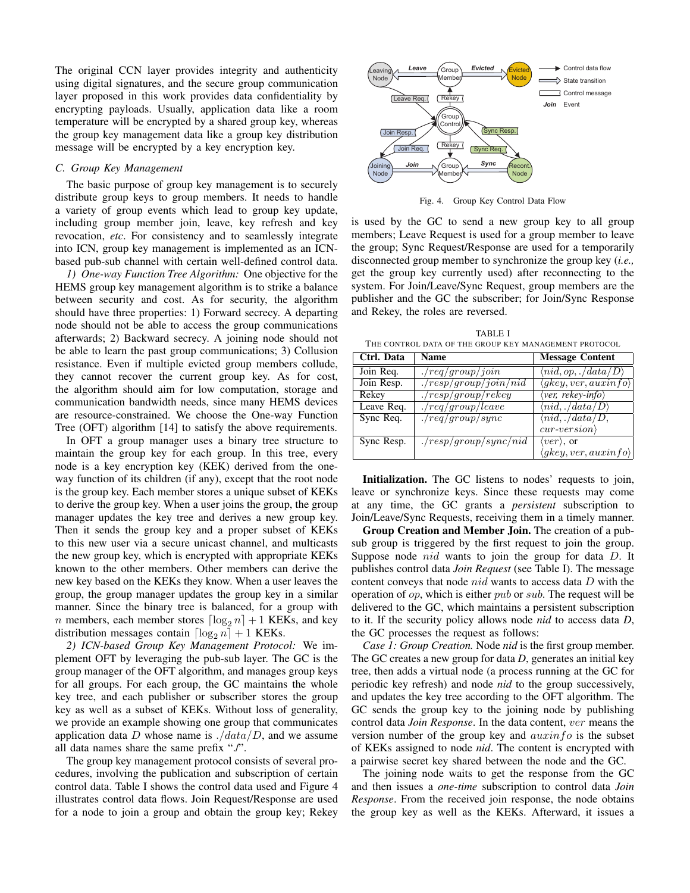The original CCN layer provides integrity and authenticity using digital signatures, and the secure group communication layer proposed in this work provides data confidentiality by encrypting payloads. Usually, application data like a room temperature will be encrypted by a shared group key, whereas the group key management data like a group key distribution message will be encrypted by a key encryption key.

### C. Group Key Management

The basic purpose of group key management is to securely distribute group keys to group members. It needs to handle a variety of group events which lead to group key update, including group member join, leave, key refresh and key revocation, *etc*. For consistency and to seamlessly integrate into ICN, group key management is implemented as an ICN-based pub-sub channel with certain well-defined control data.

*1) One-way Function Tree Algorithm:* One objective for the HEMS group key management algorithm is to strike a balance between security and cost. As for security, the algorithm should have three properties: 1) Forward secrecy. A departing node should not be able to access the group communications afterwards; 2) Backward secrecy. A joining node should not be able to learn the past group communications; 3) Collusion resistance. Even if multiple evicted group members collude, they cannot recover the current group key. As for cost, the algorithm should aim for low computation, storage and communication bandwidth needs, since many HEMS devices are resource-constrained. We choose the One-way Function Tree (OFT) algorithm [14] to satisfy the above requirements.

In OFT a group manager uses a binary tree structure to maintain the group key for each group. In this tree, every node is a key encryption key (KEK) derived from the one-way function of its children (if any), except that the root node is the group key. Each member stores a unique subset of KEKs to derive the group key. When a new user joins the group, the group manager updates the key tree and derives a new group key. Then it sends the group key and a proper subset of KEKs to this new user via a secure unicast channel, and multicasts the new group key, which is encrypted with appropriate KEKs known to the other members. Other members can derive the new key based on the KEKs they know. When a user leaves the group, the group manager updates the group key in a similar manner. Since the binary tree is balanced, for a group with $n$ members, each member stores $\lceil \log_2 n \rceil + 1$ KEKs, and key distribution messages contain $\lceil \log_2 n \rceil + 1$ KEKs.

*2) ICN-based Group Key Management Protocol:* We implement OFT by leveraging the pub-sub layer. The GC is the group manager of the OFT algorithm, and manages group keys for all groups. For each group, the GC maintains the whole key tree, and each publisher or subscriber stores the group key as well as a subset of KEKs. Without loss of generality, we provide an example showing one group that communicates application data $D$ whose name is $./data/D$, and we assume all data names share the same prefix "./".

The group key management protocol consists of several procedures, involving the publication and subscription of certain control data. Table I shows the control data used and Figure 4 illustrates control data flows. Join Request/Response are used for a node to join a group and obtain the group key; Rekey is used by the GC to send a new group key to all group members; Leave Request is used for a group member to leave the group; Sync Request/Response are used for a temporarily disconnected group member to synchronize the group key (*i.e.,* get the group key currently used) after reconnecting to the system. For Join/Leave/Sync Request, group members are the publisher and the GC the subscriber; for Join/Sync Response and Rekey, the roles are reversed.

Fig. 4. Group Key Control Data Flow

TABLE I
THE CONTROL DATA OF THE GROUP KEY MANAGEMENT PROTOCOL

| Ctrl. Data | Name | Message Content |
|---|---|---|
| Join Req. | $./req/group/join$ | $\langle nid, op, ./data/D \rangle$ |
| Join Resp. | $./resp/group/join/nid$ | $\langle gkey, ver, auxinfo \rangle$ |
| Rekey | $./resp/group/rekey$ | $\langle ver,$ *rekey-info*$\rangle$ |
| Leave Req. | $./req/group/leave$ | $\langle nid, ./data/D \rangle$ |
| Sync Req. | $./req/group/sync$ | $\langle nid, ./data/D, cur\text{-}version \rangle$ |
| Sync Resp. | $./resp/group/sync/nid$ | $\langle ver \rangle$, or $\langle gkey, ver, auxinfo \rangle$ |

**Initialization.** The GC listens to nodes' requests to join, leave or synchronize keys. Since these requests may come at any time, the GC grants a *persistent* subscription to Join/Leave/Sync Requests, receiving them in a timely manner.

**Group Creation and Member Join.** The creation of a pub-sub group is triggered by the first request to join the group. Suppose node $nid$ wants to join the group for data $D$. It publishes control data *Join Request* (see Table I). The message content conveys that node $nid$ wants to access data $D$ with the operation of $op$, which is either $pub$ or $sub$. The request will be delivered to the GC, which maintains a persistent subscription to it. If the security policy allows node ***nid*** to access data ***D***, the GC processes the request as follows:

*Case 1: Group Creation.* Node ***nid*** is the first group member. The GC creates a new group for data ***D***, generates an initial key tree, then adds a virtual node (a process running at the GC for periodic key refresh) and node ***nid*** to the group successively, and updates the key tree according to the OFT algorithm. The GC sends the group key to the joining node by publishing control data *Join Response*. In the data content, $ver$ means the version number of the group key and $auxinfo$ is the subset of KEKs assigned to node ***nid***. The content is encrypted with a pairwise secret key shared between the node and the GC.

The joining node waits to get the response from the GC and then issues a *one-time* subscription to control data *Join Response*. From the received join response, the node obtains the group key as well as the KEKs. Afterward, it issues a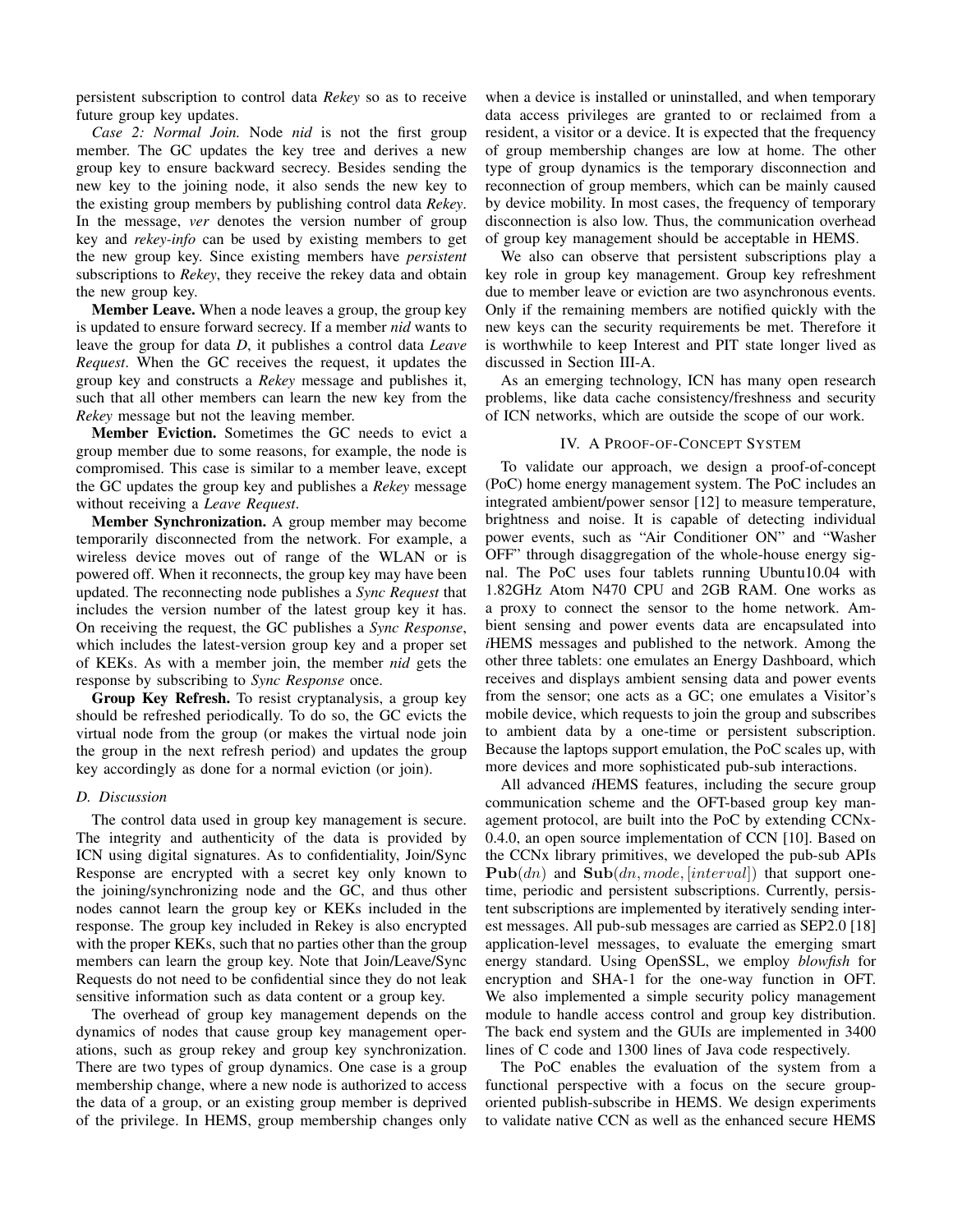persistent subscription to control data *Rekey* so as to receive future group key updates.

*Case 2: Normal Join.* Node *nid* is not the first group member. The GC updates the key tree and derives a new group key to ensure backward secrecy. Besides sending the new key to the joining node, it also sends the new key to the existing group members by publishing control data *Rekey*. In the message, *ver* denotes the version number of group key and *rekey-info* can be used by existing members to get the new group key. Since existing members have *persistent* subscriptions to *Rekey*, they receive the rekey data and obtain the new group key.

**Member Leave.** When a node leaves a group, the group key is updated to ensure forward secrecy. If a member *nid* wants to leave the group for data *D*, it publishes a control data *Leave Request*. When the GC receives the request, it updates the group key and constructs a *Rekey* message and publishes it, such that all other members can learn the new key from the *Rekey* message but not the leaving member.

**Member Eviction.** Sometimes the GC needs to evict a group member due to some reasons, for example, the node is compromised. This case is similar to a member leave, except the GC updates the group key and publishes a *Rekey* message without receiving a *Leave Request*.

**Member Synchronization.** A group member may become temporarily disconnected from the network. For example, a wireless device moves out of range of the WLAN or is powered off. When it reconnects, the group key may have been updated. The reconnecting node publishes a *Sync Request* that includes the version number of the latest group key it has. On receiving the request, the GC publishes a *Sync Response*, which includes the latest-version group key and a proper set of KEKs. As with a member join, the member *nid* gets the response by subscribing to *Sync Response* once.

**Group Key Refresh.** To resist cryptanalysis, a group key should be refreshed periodically. To do so, the GC evicts the virtual node from the group (or makes the virtual node join the group in the next refresh period) and updates the group key accordingly as done for a normal eviction (or join).

### D. Discussion

The control data used in group key management is secure. The integrity and authenticity of the data is provided by ICN using digital signatures. As to confidentiality, Join/Sync Response are encrypted with a secret key only known to the joining/synchronizing node and the GC, and thus other nodes cannot learn the group key or KEKs included in the response. The group key included in Rekey is also encrypted with the proper KEKs, such that no parties other than the group members can learn the group key. Note that Join/Leave/Sync Requests do not need to be confidential since they do not leak sensitive information such as data content or a group key.

The overhead of group key management depends on the dynamics of nodes that cause group key management operations, such as group rekey and group key synchronization. There are two types of group dynamics. One case is a group membership change, where a new node is authorized to access the data of a group, or an existing group member is deprived of the privilege. In HEMS, group membership changes only when a device is installed or uninstalled, and when temporary data access privileges are granted to or reclaimed from a resident, a visitor or a device. It is expected that the frequency of group membership changes are low at home. The other type of group dynamics is the temporary disconnection and reconnection of group members, which can be mainly caused by device mobility. In most cases, the frequency of temporary disconnection is also low. Thus, the communication overhead of group key management should be acceptable in HEMS.

We also can observe that persistent subscriptions play a key role in group key management. Group key refreshment due to member leave or eviction are two asynchronous events. Only if the remaining members are notified quickly with the new keys can the security requirements be met. Therefore it is worthwhile to keep Interest and PIT state longer lived as discussed in Section III-A.

As an emerging technology, ICN has many open research problems, like data cache consistency/freshness and security of ICN networks, which are outside the scope of our work.

## IV. A Proof-of-Concept System

To validate our approach, we design a proof-of-concept (PoC) home energy management system. The PoC includes an integrated ambient/power sensor [12] to measure temperature, brightness and noise. It is capable of detecting individual power events, such as "Air Conditioner ON" and "Washer OFF" through disaggregation of the whole-house energy signal. The PoC uses four tablets running Ubuntu10.04 with 1.82GHz Atom N470 CPU and 2GB RAM. One works as a proxy to connect the sensor to the home network. Ambient sensing and power events data are encapsulated into *i*HEMS messages and published to the network. Among the other three tablets: one emulates an Energy Dashboard, which receives and displays ambient sensing data and power events from the sensor; one acts as a GC; one emulates a Visitor's mobile device, which requests to join the group and subscribes to ambient data by a one-time or persistent subscription. Because the laptops support emulation, the PoC scales up, with more devices and more sophisticated pub-sub interactions.

All advanced *i*HEMS features, including the secure group communication scheme and the OFT-based group key management protocol, are built into the PoC by extending CCNx-0.4.0, an open source implementation of CCN [10]. Based on the CCNx library primitives, we developed the pub-sub APIs $\mathbf{Pub}(dn)$ and $\mathbf{Sub}(dn, mode, [interval])$ that support one-time, periodic and persistent subscriptions. Currently, persistent subscriptions are implemented by iteratively sending interest messages. All pub-sub messages are carried as SEP2.0 [18] application-level messages, to evaluate the emerging smart energy standard. Using OpenSSL, we employ *blowfish* for encryption and SHA-1 for the one-way function in OFT. We also implemented a simple security policy management module to handle access control and group key distribution. The back end system and the GUIs are implemented in 3400 lines of C code and 1300 lines of Java code respectively.

The PoC enables the evaluation of the system from a functional perspective with a focus on the secure group-oriented publish-subscribe in HEMS. We design experiments to validate native CCN as well as the enhanced secure HEMS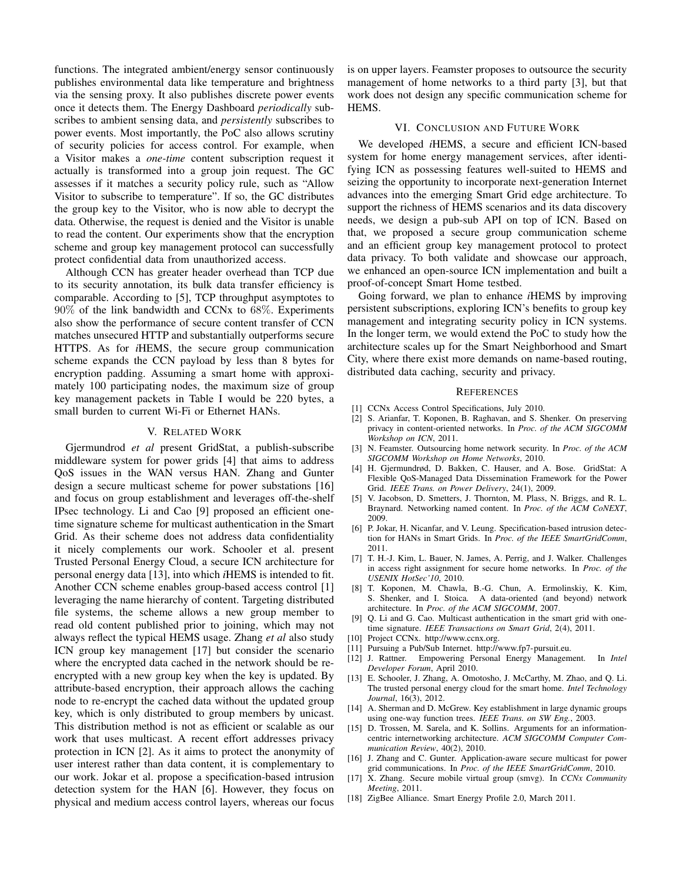functions. The integrated ambient/energy sensor continuously publishes environmental data like temperature and brightness via the sensing proxy. It also publishes discrete power events once it detects them. The Energy Dashboard *periodically* subscribes to ambient sensing data, and *persistently* subscribes to power events. Most importantly, the PoC also allows scrutiny of security policies for access control. For example, when a Visitor makes a *one-time* content subscription request it actually is transformed into a group join request. The GC assesses if it matches a security policy rule, such as "Allow Visitor to subscribe to temperature". If so, the GC distributes the group key to the Visitor, who is now able to decrypt the data. Otherwise, the request is denied and the Visitor is unable to read the content. Our experiments show that the encryption scheme and group key management protocol can successfully protect confidential data from unauthorized access.

Although CCN has greater header overhead than TCP due to its security annotation, its bulk data transfer efficiency is comparable. According to [5], TCP throughput asymptotes to $90\%$ of the link bandwidth and CCNx to $68\%$. Experiments also show the performance of secure content transfer of CCN matches unsecured HTTP and substantially outperforms secure HTTPS. As for *i*HEMS, the secure group communication scheme expands the CCN payload by less than 8 bytes for encryption padding. Assuming a smart home with approximately 100 participating nodes, the maximum size of group key management packets in Table I would be 220 bytes, a small burden to current Wi-Fi or Ethernet HANs.

## V. Related Work

Gjermundrod *et al* present GridStat, a publish-subscribe middleware system for power grids [4] that aims to address QoS issues in the WAN versus HAN. Zhang and Gunter design a secure multicast scheme for power substations [16] and focus on group establishment and leverages off-the-shelf IPsec technology. Li and Cao [9] proposed an efficient one-time signature scheme for multicast authentication in the Smart Grid. As their scheme does not address data confidentiality it nicely complements our work. Schooler et al. present Trusted Personal Energy Cloud, a secure ICN architecture for personal energy data [13], into which *i*HEMS is intended to fit. Another CCN scheme enables group-based access control [1] leveraging the name hierarchy of content. Targeting distributed file systems, the scheme allows a new group member to read old content published prior to joining, which may not always reflect the typical HEMS usage. Zhang *et al* also study ICN group key management [17] but consider the scenario where the encrypted data cached in the network should be re-encrypted with a new group key when the key is updated. By attribute-based encryption, their approach allows the caching node to re-encrypt the cached data without the updated group key, which is only distributed to group members by unicast. This distribution method is not as efficient or scalable as our work that uses multicast. A recent effort addresses privacy protection in ICN [2]. As it aims to protect the anonymity of user interest rather than data content, it is complementary to our work. Jokar et al. propose a specification-based intrusion detection system for the HAN [6]. However, they focus on physical and medium access control layers, whereas our focus is on upper layers. Feamster proposes to outsource the security management of home networks to a third party [3], but that work does not design any specific communication scheme for HEMS.

## VI. Conclusion and Future Work

We developed *i*HEMS, a secure and efficient ICN-based system for home energy management services, after identifying ICN as possessing features well-suited to HEMS and seizing the opportunity to incorporate next-generation Internet advances into the emerging Smart Grid edge architecture. To support the richness of HEMS scenarios and its data discovery needs, we design a pub-sub API on top of ICN. Based on that, we proposed a secure group communication scheme and an efficient group key management protocol to protect data privacy. To both validate and showcase our approach, we enhanced an open-source ICN implementation and built a proof-of-concept Smart Home testbed.

Going forward, we plan to enhance *i*HEMS by improving persistent subscriptions, exploring ICN's benefits to group key management and integrating security policy in ICN systems. In the longer term, we would extend the PoC to study how the architecture scales up for the Smart Neighborhood and Smart City, where there exist more demands on name-based routing, distributed data caching, security and privacy.

## References

[1] CCNx Access Control Specifications, July 2010.

[2] S. Arianfar, T. Koponen, B. Raghavan, and S. Shenker. On preserving privacy in content-oriented networks. In *Proc. of the ACM SIGCOMM Workshop on ICN*, 2011.

[3] N. Feamster. Outsourcing home network security. In *Proc. of the ACM SIGCOMM Workshop on Home Networks*, 2010.

[4] H. Gjermundrød, D. Bakken, C. Hauser, and A. Bose. GridStat: A Flexible QoS-Managed Data Dissemination Framework for the Power Grid. *IEEE Trans. on Power Delivery*, 24(1), 2009.

[5] V. Jacobson, D. Smetters, J. Thornton, M. Plass, N. Briggs, and R. L. Braynard. Networking named content. In *Proc. of the ACM CoNEXT*, 2009.

[6] P. Jokar, H. Nicanfar, and V. Leung. Specification-based intrusion detection for HANs in Smart Grids. In *Proc. of the IEEE SmartGridComm*, 2011.

[7] T. H.-J. Kim, L. Bauer, N. James, A. Perrig, and J. Walker. Challenges in access right assignment for secure home networks. In *Proc. of the USENIX HotSec'10*, 2010.

[8] T. Koponen, M. Chawla, B.-G. Chun, A. Ermolinskiy, K. Kim, S. Shenker, and I. Stoica. A data-oriented (and beyond) network architecture. In *Proc. of the ACM SIGCOMM*, 2007.

[9] Q. Li and G. Cao. Multicast authentication in the smart grid with one-time signature. *IEEE Transactions on Smart Grid*, 2(4), 2011.

[10] Project CCNx. http://www.ccnx.org.

[11] Pursuing a Pub/Sub Internet. http://www.fp7-pursuit.eu.

[12] J. Rattner. Empowering Personal Energy Management. In *Intel Developer Forum*, April 2010.

[13] E. Schooler, J. Zhang, A. Omotosho, J. McCarthy, M. Zhao, and Q. Li. The trusted personal energy cloud for the smart home. *Intel Technology Journal*, 16(3), 2012.

[14] A. Sherman and D. McGrew. Key establishment in large dynamic groups using one-way function trees. *IEEE Trans. on SW Eng.*, 2003.

[15] D. Trossen, M. Sarela, and K. Sollins. Arguments for an information-centric internetworking architecture. *ACM SIGCOMM Computer Communication Review*, 40(2), 2010.

[16] J. Zhang and C. Gunter. Application-aware secure multicast for power grid communications. In *Proc. of the IEEE SmartGridComm*, 2010.

[17] X. Zhang. Secure mobile virtual group (smvg). In *CCNx Community Meeting*, 2011.

[18] ZigBee Alliance. Smart Energy Profile 2.0, March 2011.